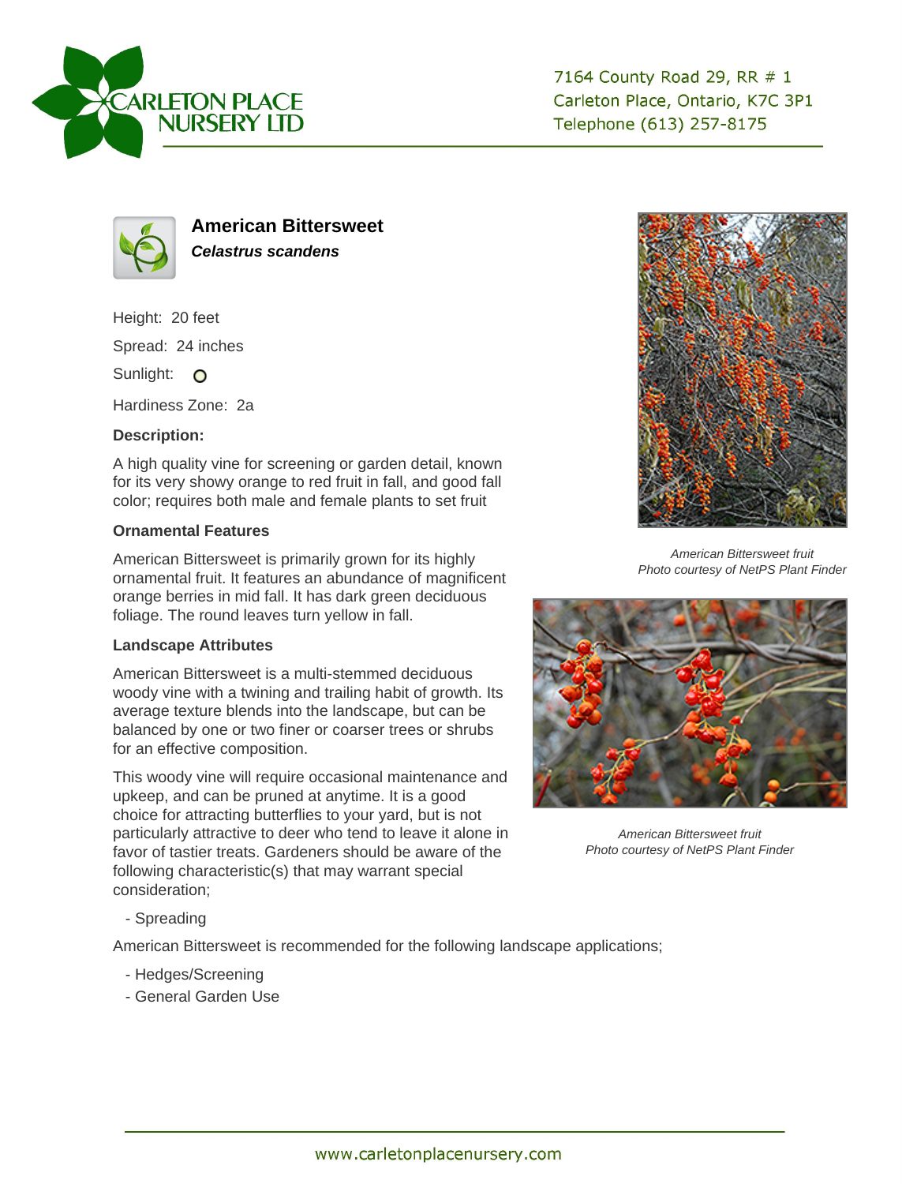CARLETON PLACE NURSERY LTD

7164 County Road 29, RR # 1
Carleton Place, Ontario, K7C 3P1
Telephone (613) 257-8175

# American Bittersweet

***Celastrus scandens***

Height: 20 feet

Spread: 24 inches

Sunlight: O

Hardiness Zone: 2a

### Description:

A high quality vine for screening or garden detail, known for its very showy orange to red fruit in fall, and good fall color; requires both male and female plants to set fruit

### Ornamental Features

American Bittersweet is primarily grown for its highly ornamental fruit. It features an abundance of magnificent orange berries in mid fall. It has dark green deciduous foliage. The round leaves turn yellow in fall.

### Landscape Attributes

American Bittersweet is a multi-stemmed deciduous woody vine with a twining and trailing habit of growth. Its average texture blends into the landscape, but can be balanced by one or two finer or coarser trees or shrubs for an effective composition.

This woody vine will require occasional maintenance and upkeep, and can be pruned at anytime. It is a good choice for attracting butterflies to your yard, but is not particularly attractive to deer who tend to leave it alone in favor of tastier treats. Gardeners should be aware of the following characteristic(s) that may warrant special consideration;

- Spreading

American Bittersweet is recommended for the following landscape applications;

- Hedges/Screening
- General Garden Use

*American Bittersweet fruit*
*Photo courtesy of NetPS Plant Finder*

*American Bittersweet fruit*
*Photo courtesy of NetPS Plant Finder*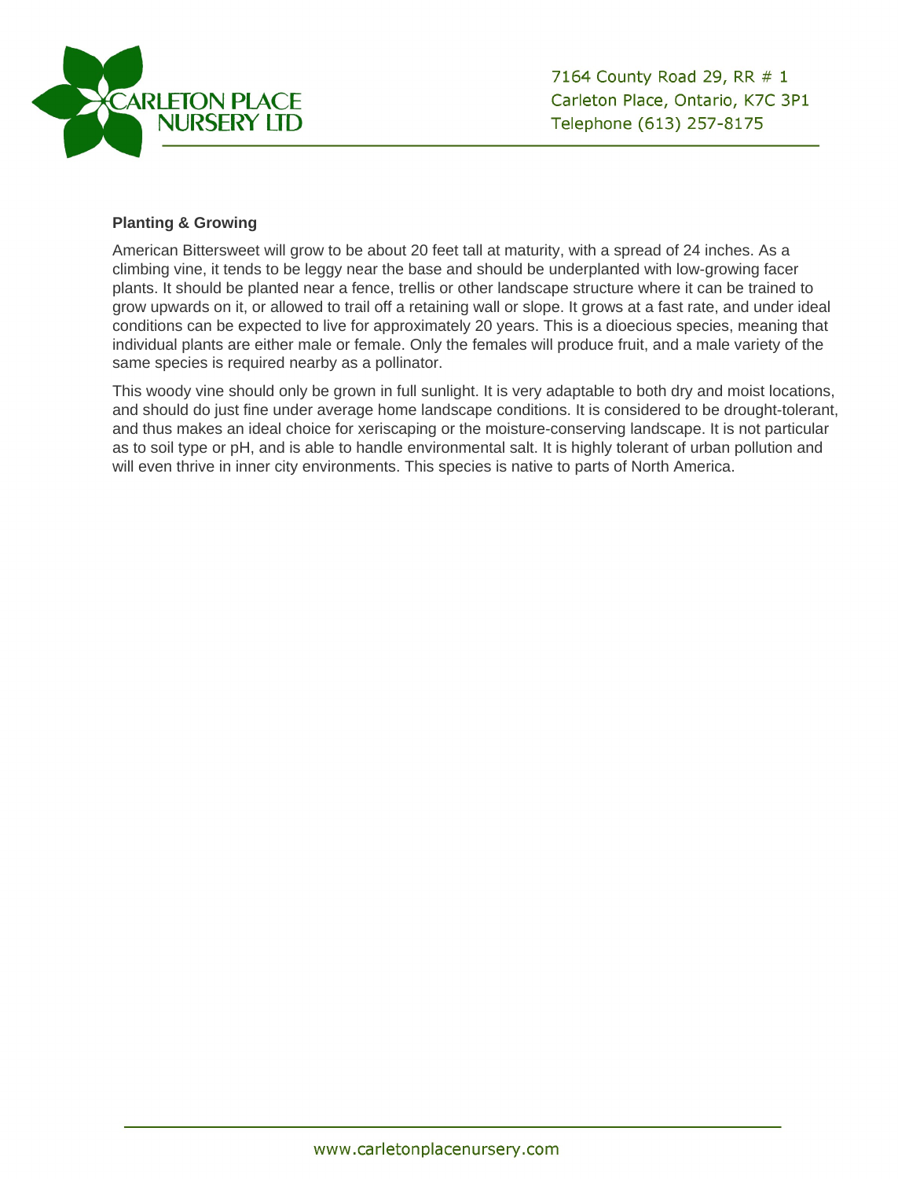#### Planting & Growing

American Bittersweet will grow to be about 20 feet tall at maturity, with a spread of 24 inches. As a climbing vine, it tends to be leggy near the base and should be underplanted with low-growing facer plants. It should be planted near a fence, trellis or other landscape structure where it can be trained to grow upwards on it, or allowed to trail off a retaining wall or slope. It grows at a fast rate, and under ideal conditions can be expected to live for approximately 20 years. This is a dioecious species, meaning that individual plants are either male or female. Only the females will produce fruit, and a male variety of the same species is required nearby as a pollinator.

This woody vine should only be grown in full sunlight. It is very adaptable to both dry and moist locations, and should do just fine under average home landscape conditions. It is considered to be drought-tolerant, and thus makes an ideal choice for xeriscaping or the moisture-conserving landscape. It is not particular as to soil type or pH, and is able to handle environmental salt. It is highly tolerant of urban pollution and will even thrive in inner city environments. This species is native to parts of North America.